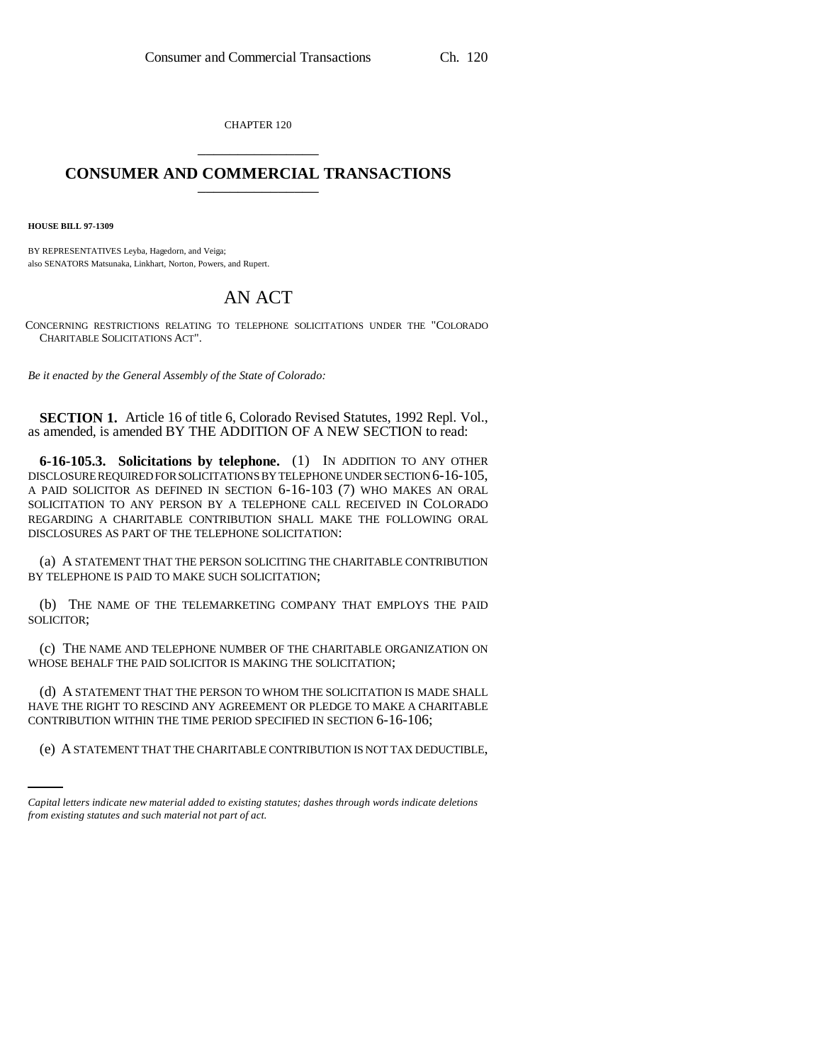CHAPTER 120

# CONSUMER AND COMMERCIAL TRANSACTIONS

**HOUSE BILL 97-1309**

BY REPRESENTATIVES Leyba, Hagedorn, and Veiga;
also SENATORS Matsunaka, Linkhart, Norton, Powers, and Rupert.

# AN ACT

CONCERNING RESTRICTIONS RELATING TO TELEPHONE SOLICITATIONS UNDER THE "COLORADO CHARITABLE SOLICITATIONS ACT".

*Be it enacted by the General Assembly of the State of Colorado:*

**SECTION 1.** Article 16 of title 6, Colorado Revised Statutes, 1992 Repl. Vol., as amended, is amended BY THE ADDITION OF A NEW SECTION to read:

**6-16-105.3. Solicitations by telephone.** (1) IN ADDITION TO ANY OTHER DISCLOSURE REQUIRED FOR SOLICITATIONS BY TELEPHONE UNDER SECTION 6-16-105, A PAID SOLICITOR AS DEFINED IN SECTION 6-16-103 (7) WHO MAKES AN ORAL SOLICITATION TO ANY PERSON BY A TELEPHONE CALL RECEIVED IN COLORADO REGARDING A CHARITABLE CONTRIBUTION SHALL MAKE THE FOLLOWING ORAL DISCLOSURES AS PART OF THE TELEPHONE SOLICITATION:

(a) A STATEMENT THAT THE PERSON SOLICITING THE CHARITABLE CONTRIBUTION BY TELEPHONE IS PAID TO MAKE SUCH SOLICITATION;

(b) THE NAME OF THE TELEMARKETING COMPANY THAT EMPLOYS THE PAID SOLICITOR;

(c) THE NAME AND TELEPHONE NUMBER OF THE CHARITABLE ORGANIZATION ON WHOSE BEHALF THE PAID SOLICITOR IS MAKING THE SOLICITATION;

(d) A STATEMENT THAT THE PERSON TO WHOM THE SOLICITATION IS MADE SHALL HAVE THE RIGHT TO RESCIND ANY AGREEMENT OR PLEDGE TO MAKE A CHARITABLE CONTRIBUTION WITHIN THE TIME PERIOD SPECIFIED IN SECTION 6-16-106;

(e) A STATEMENT THAT THE CHARITABLE CONTRIBUTION IS NOT TAX DEDUCTIBLE,

*Capital letters indicate new material added to existing statutes; dashes through words indicate deletions from existing statutes and such material not part of act.*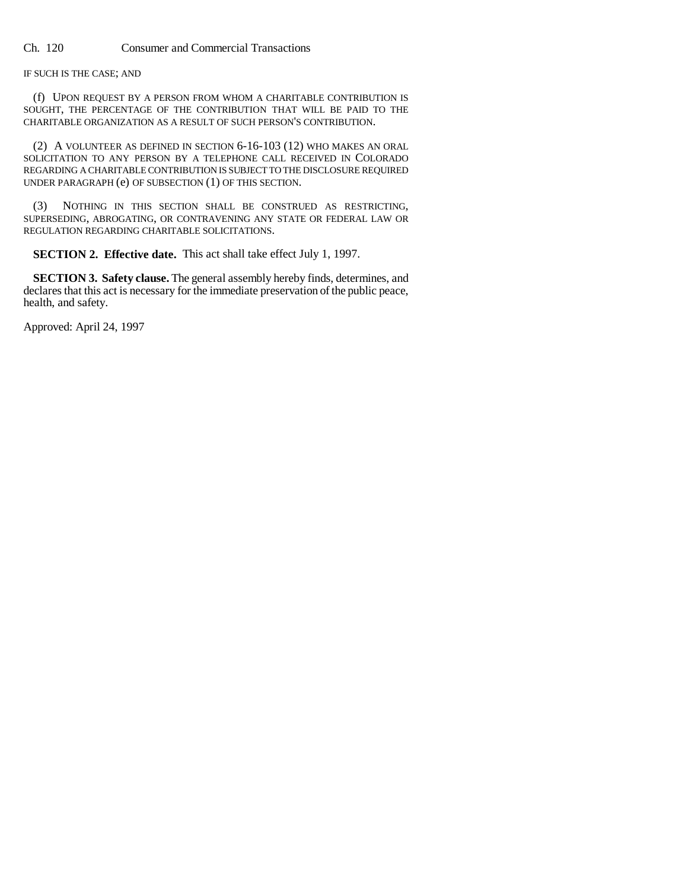IF SUCH IS THE CASE; AND

(f) UPON REQUEST BY A PERSON FROM WHOM A CHARITABLE CONTRIBUTION IS SOUGHT, THE PERCENTAGE OF THE CONTRIBUTION THAT WILL BE PAID TO THE CHARITABLE ORGANIZATION AS A RESULT OF SUCH PERSON'S CONTRIBUTION.

(2) A VOLUNTEER AS DEFINED IN SECTION 6-16-103 (12) WHO MAKES AN ORAL SOLICITATION TO ANY PERSON BY A TELEPHONE CALL RECEIVED IN COLORADO REGARDING A CHARITABLE CONTRIBUTION IS SUBJECT TO THE DISCLOSURE REQUIRED UNDER PARAGRAPH (e) OF SUBSECTION (1) OF THIS SECTION.

(3) NOTHING IN THIS SECTION SHALL BE CONSTRUED AS RESTRICTING, SUPERSEDING, ABROGATING, OR CONTRAVENING ANY STATE OR FEDERAL LAW OR REGULATION REGARDING CHARITABLE SOLICITATIONS.

**SECTION 2. Effective date.** This act shall take effect July 1, 1997.

**SECTION 3. Safety clause.** The general assembly hereby finds, determines, and declares that this act is necessary for the immediate preservation of the public peace, health, and safety.

Approved: April 24, 1997